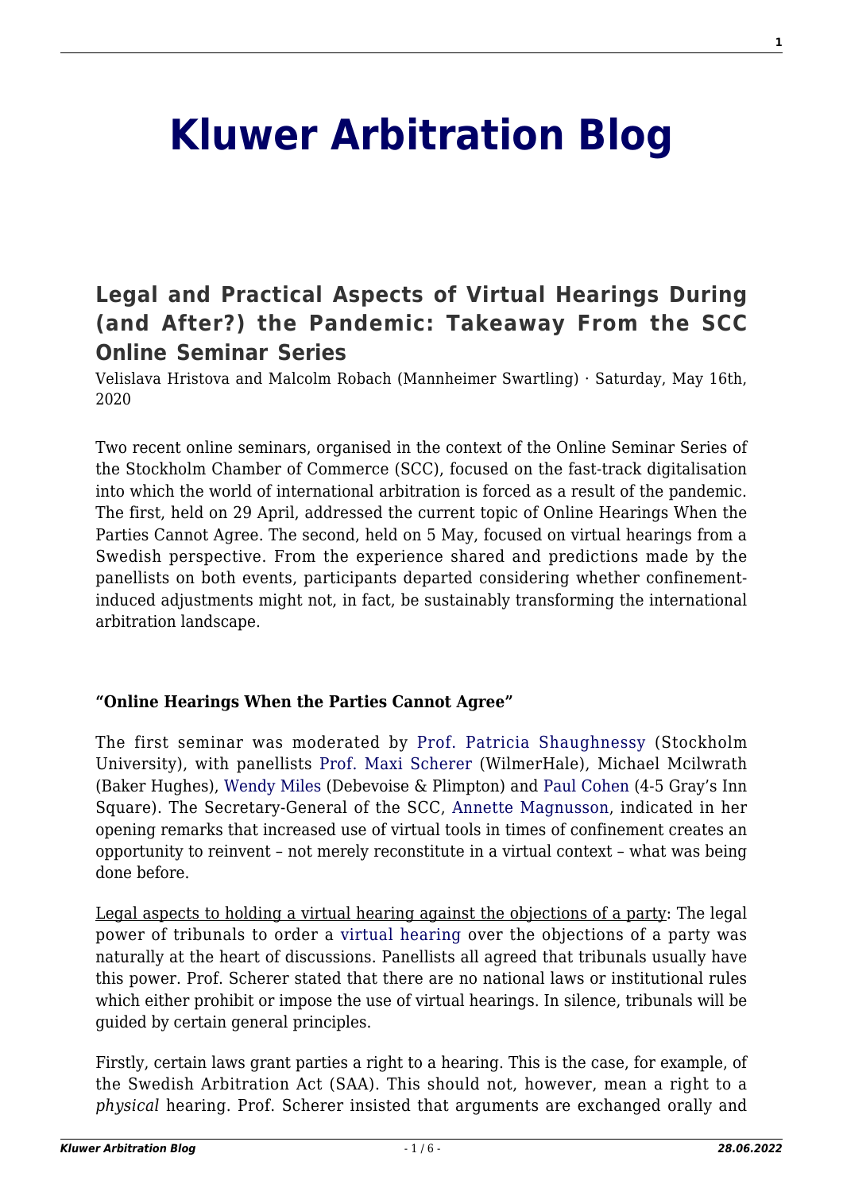# Kluwer Arbitration Blog

## Legal and Practical Aspects of Virtual Hearings During (and After?) the Pandemic: Takeaway From the SCC Online Seminar Series

Velislava Hristova and Malcolm Robach (Mannheimer Swartling) · Saturday, May 16th, 2020

Two recent online seminars, organised in the context of the Online Seminar Series of the Stockholm Chamber of Commerce (SCC), focused on the fast-track digitalisation into which the world of international arbitration is forced as a result of the pandemic. The first, held on 29 April, addressed the current topic of Online Hearings When the Parties Cannot Agree. The second, held on 5 May, focused on virtual hearings from a Swedish perspective. From the experience shared and predictions made by the panellists on both events, participants departed considering whether confinement-induced adjustments might not, in fact, be sustainably transforming the international arbitration landscape.

**"Online Hearings When the Parties Cannot Agree"**

The first seminar was moderated by Prof. Patricia Shaughnessy (Stockholm University), with panellists Prof. Maxi Scherer (WilmerHale), Michael Mcilwrath (Baker Hughes), Wendy Miles (Debevoise & Plimpton) and Paul Cohen (4-5 Gray's Inn Square). The Secretary-General of the SCC, Annette Magnusson, indicated in her opening remarks that increased use of virtual tools in times of confinement creates an opportunity to reinvent – not merely reconstitute in a virtual context – what was being done before.

Legal aspects to holding a virtual hearing against the objections of a party: The legal power of tribunals to order a virtual hearing over the objections of a party was naturally at the heart of discussions. Panellists all agreed that tribunals usually have this power. Prof. Scherer stated that there are no national laws or institutional rules which either prohibit or impose the use of virtual hearings. In silence, tribunals will be guided by certain general principles.

Firstly, certain laws grant parties a right to a hearing. This is the case, for example, of the Swedish Arbitration Act (SAA). This should not, however, mean a right to a *physical* hearing. Prof. Scherer insisted that arguments are exchanged orally and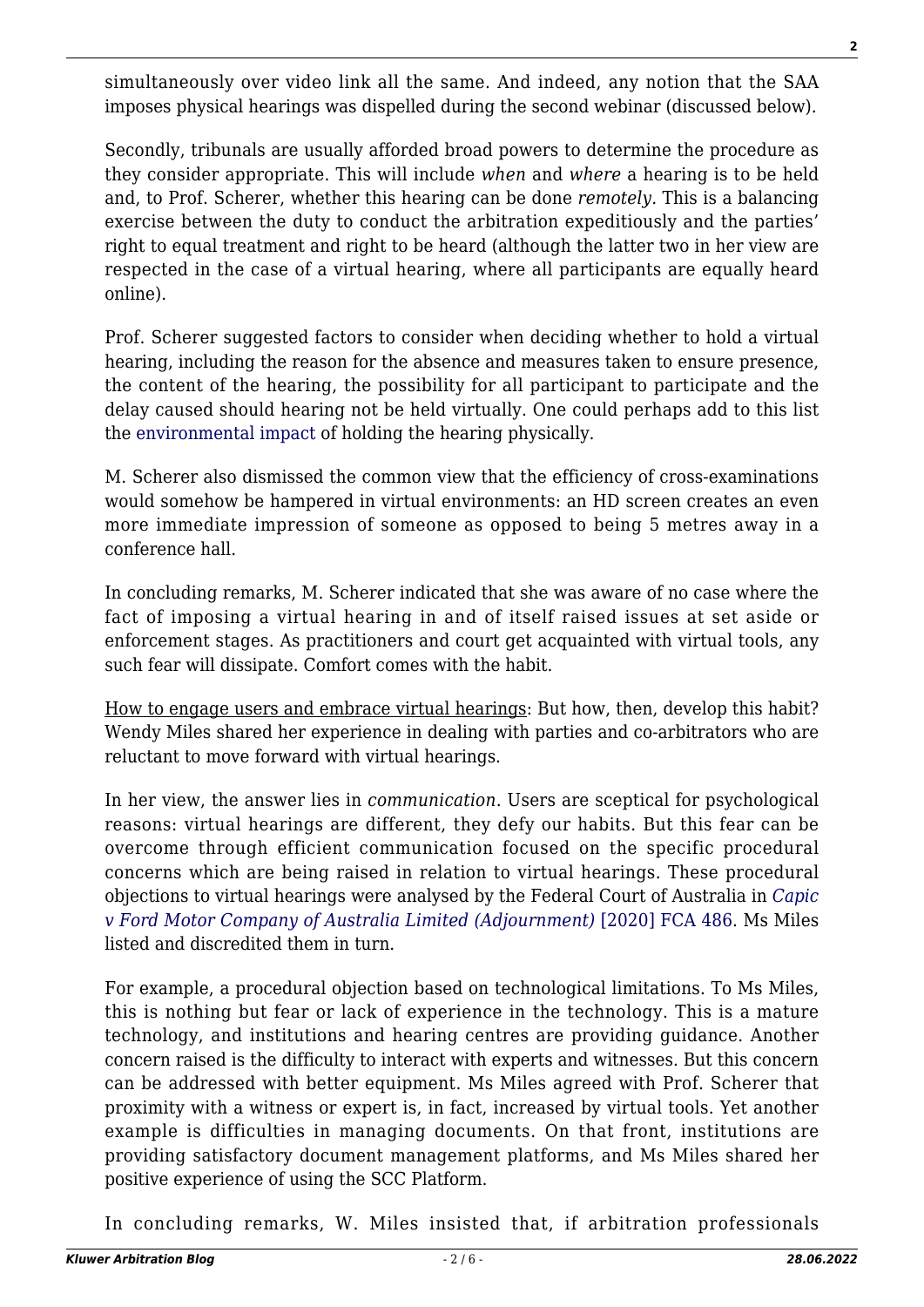simultaneously over video link all the same. And indeed, any notion that the SAA imposes physical hearings was dispelled during the second webinar (discussed below).

Secondly, tribunals are usually afforded broad powers to determine the procedure as they consider appropriate. This will include *when* and *where* a hearing is to be held and, to Prof. Scherer, whether this hearing can be done *remotely*. This is a balancing exercise between the duty to conduct the arbitration expeditiously and the parties' right to equal treatment and right to be heard (although the latter two in her view are respected in the case of a virtual hearing, where all participants are equally heard online).

Prof. Scherer suggested factors to consider when deciding whether to hold a virtual hearing, including the reason for the absence and measures taken to ensure presence, the content of the hearing, the possibility for all participant to participate and the delay caused should hearing not be held virtually. One could perhaps add to this list the environmental impact of holding the hearing physically.

M. Scherer also dismissed the common view that the efficiency of cross-examinations would somehow be hampered in virtual environments: an HD screen creates an even more immediate impression of someone as opposed to being 5 metres away in a conference hall.

In concluding remarks, M. Scherer indicated that she was aware of no case where the fact of imposing a virtual hearing in and of itself raised issues at set aside or enforcement stages. As practitioners and court get acquainted with virtual tools, any such fear will dissipate. Comfort comes with the habit.

<u>How to engage users and embrace virtual hearings</u>: But how, then, develop this habit? Wendy Miles shared her experience in dealing with parties and co-arbitrators who are reluctant to move forward with virtual hearings.

In her view, the answer lies in *communication*. Users are sceptical for psychological reasons: virtual hearings are different, they defy our habits. But this fear can be overcome through efficient communication focused on the specific procedural concerns which are being raised in relation to virtual hearings. These procedural objections to virtual hearings were analysed by the Federal Court of Australia in *Capic v Ford Motor Company of Australia Limited (Adjournment)* [2020] FCA 486. Ms Miles listed and discredited them in turn.

For example, a procedural objection based on technological limitations. To Ms Miles, this is nothing but fear or lack of experience in the technology. This is a mature technology, and institutions and hearing centres are providing guidance. Another concern raised is the difficulty to interact with experts and witnesses. But this concern can be addressed with better equipment. Ms Miles agreed with Prof. Scherer that proximity with a witness or expert is, in fact, increased by virtual tools. Yet another example is difficulties in managing documents. On that front, institutions are providing satisfactory document management platforms, and Ms Miles shared her positive experience of using the SCC Platform.

In concluding remarks, W. Miles insisted that, if arbitration professionals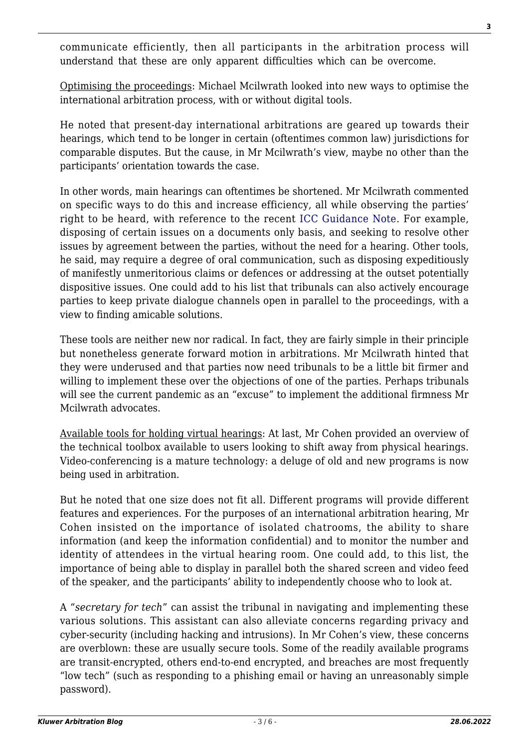communicate efficiently, then all participants in the arbitration process will understand that these are only apparent difficulties which can be overcome.

Optimising the proceedings: Michael Mcilwrath looked into new ways to optimise the international arbitration process, with or without digital tools.

He noted that present-day international arbitrations are geared up towards their hearings, which tend to be longer in certain (oftentimes common law) jurisdictions for comparable disputes. But the cause, in Mr Mcilwrath's view, maybe no other than the participants' orientation towards the case.

In other words, main hearings can oftentimes be shortened. Mr Mcilwrath commented on specific ways to do this and increase efficiency, all while observing the parties' right to be heard, with reference to the recent ICC Guidance Note. For example, disposing of certain issues on a documents only basis, and seeking to resolve other issues by agreement between the parties, without the need for a hearing. Other tools, he said, may require a degree of oral communication, such as disposing expeditiously of manifestly unmeritorious claims or defences or addressing at the outset potentially dispositive issues. One could add to his list that tribunals can also actively encourage parties to keep private dialogue channels open in parallel to the proceedings, with a view to finding amicable solutions.

These tools are neither new nor radical. In fact, they are fairly simple in their principle but nonetheless generate forward motion in arbitrations. Mr Mcilwrath hinted that they were underused and that parties now need tribunals to be a little bit firmer and willing to implement these over the objections of one of the parties. Perhaps tribunals will see the current pandemic as an "excuse" to implement the additional firmness Mr Mcilwrath advocates.

Available tools for holding virtual hearings: At last, Mr Cohen provided an overview of the technical toolbox available to users looking to shift away from physical hearings. Video-conferencing is a mature technology: a deluge of old and new programs is now being used in arbitration.

But he noted that one size does not fit all. Different programs will provide different features and experiences. For the purposes of an international arbitration hearing, Mr Cohen insisted on the importance of isolated chatrooms, the ability to share information (and keep the information confidential) and to monitor the number and identity of attendees in the virtual hearing room. One could add, to this list, the importance of being able to display in parallel both the shared screen and video feed of the speaker, and the participants' ability to independently choose who to look at.

A "*secretary for tech*" can assist the tribunal in navigating and implementing these various solutions. This assistant can also alleviate concerns regarding privacy and cyber-security (including hacking and intrusions). In Mr Cohen's view, these concerns are overblown: these are usually secure tools. Some of the readily available programs are transit-encrypted, others end-to-end encrypted, and breaches are most frequently "low tech" (such as responding to a phishing email or having an unreasonably simple password).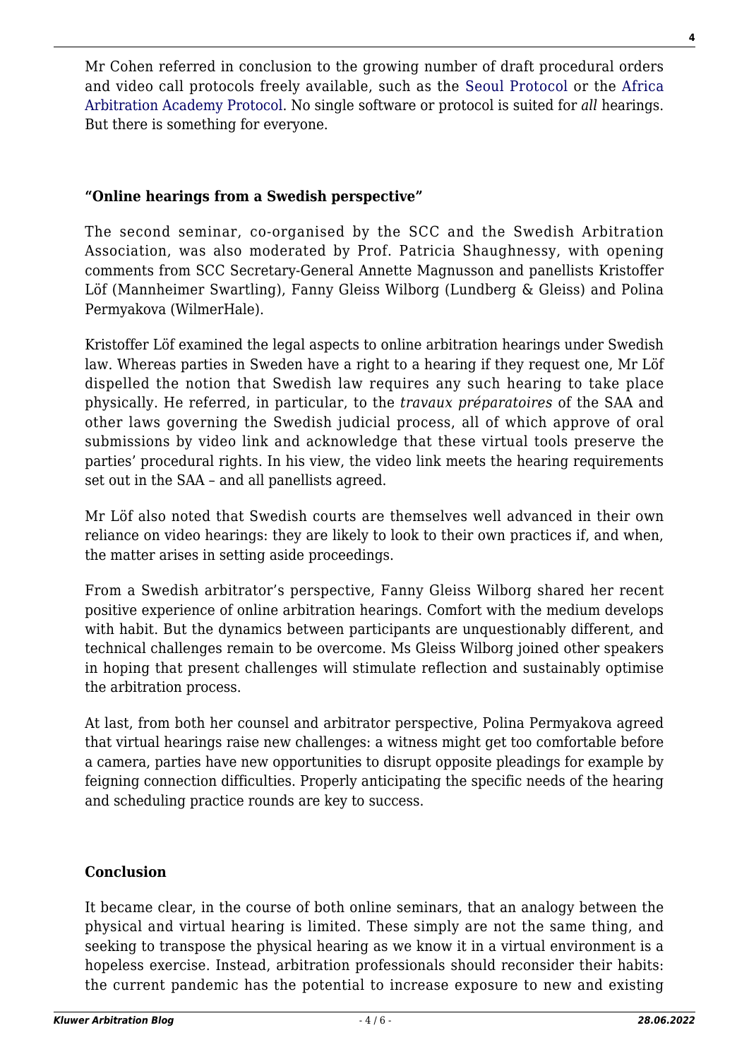Mr Cohen referred in conclusion to the growing number of draft procedural orders and video call protocols freely available, such as the Seoul Protocol or the Africa Arbitration Academy Protocol. No single software or protocol is suited for *all* hearings. But there is something for everyone.

### **"Online hearings from a Swedish perspective"**

The second seminar, co-organised by the SCC and the Swedish Arbitration Association, was also moderated by Prof. Patricia Shaughnessy, with opening comments from SCC Secretary-General Annette Magnusson and panellists Kristoffer Löf (Mannheimer Swartling), Fanny Gleiss Wilborg (Lundberg & Gleiss) and Polina Permyakova (WilmerHale).

Kristoffer Löf examined the legal aspects to online arbitration hearings under Swedish law. Whereas parties in Sweden have a right to a hearing if they request one, Mr Löf dispelled the notion that Swedish law requires any such hearing to take place physically. He referred, in particular, to the *travaux préparatoires* of the SAA and other laws governing the Swedish judicial process, all of which approve of oral submissions by video link and acknowledge that these virtual tools preserve the parties' procedural rights. In his view, the video link meets the hearing requirements set out in the SAA – and all panellists agreed.

Mr Löf also noted that Swedish courts are themselves well advanced in their own reliance on video hearings: they are likely to look to their own practices if, and when, the matter arises in setting aside proceedings.

From a Swedish arbitrator's perspective, Fanny Gleiss Wilborg shared her recent positive experience of online arbitration hearings. Comfort with the medium develops with habit. But the dynamics between participants are unquestionably different, and technical challenges remain to be overcome. Ms Gleiss Wilborg joined other speakers in hoping that present challenges will stimulate reflection and sustainably optimise the arbitration process.

At last, from both her counsel and arbitrator perspective, Polina Permyakova agreed that virtual hearings raise new challenges: a witness might get too comfortable before a camera, parties have new opportunities to disrupt opposite pleadings for example by feigning connection difficulties. Properly anticipating the specific needs of the hearing and scheduling practice rounds are key to success.

### **Conclusion**

It became clear, in the course of both online seminars, that an analogy between the physical and virtual hearing is limited. These simply are not the same thing, and seeking to transpose the physical hearing as we know it in a virtual environment is a hopeless exercise. Instead, arbitration professionals should reconsider their habits: the current pandemic has the potential to increase exposure to new and existing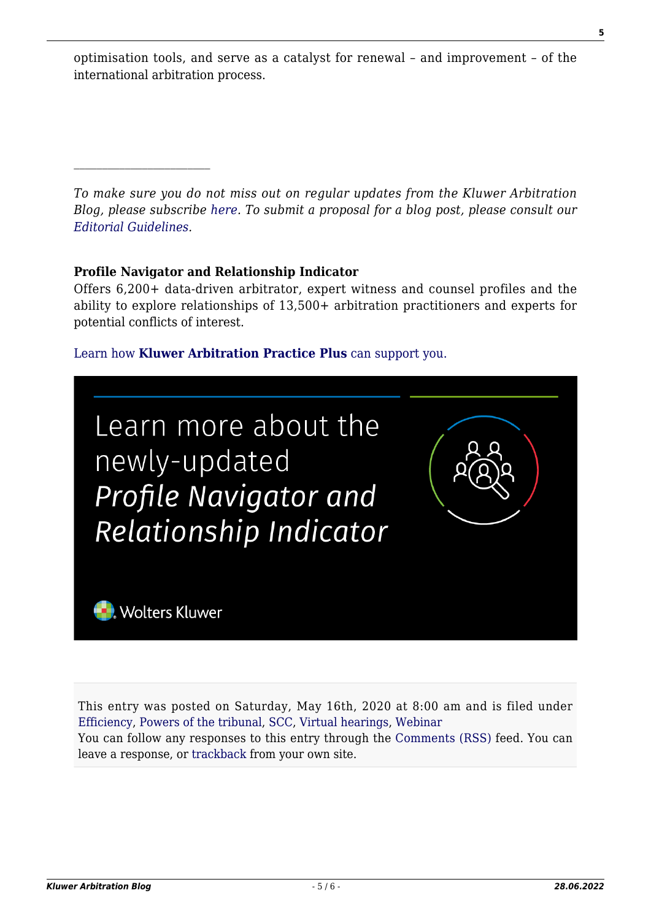optimisation tools, and serve as a catalyst for renewal – and improvement – of the international arbitration process.

---

*To make sure you do not miss out on regular updates from the Kluwer Arbitration Blog, please subscribe here. To submit a proposal for a blog post, please consult our Editorial Guidelines.*

**Profile Navigator and Relationship Indicator**
Offers 6,200+ data-driven arbitrator, expert witness and counsel profiles and the ability to explore relationships of 13,500+ arbitration practitioners and experts for potential conflicts of interest.

Learn how **Kluwer Arbitration Practice Plus** can support you.

Learn more about the newly-updated *Profile Navigator and Relationship Indicator*

Wolters Kluwer

This entry was posted on Saturday, May 16th, 2020 at 8:00 am and is filed under Efficiency, Powers of the tribunal, SCC, Virtual hearings, Webinar
You can follow any responses to this entry through the Comments (RSS) feed. You can leave a response, or trackback from your own site.